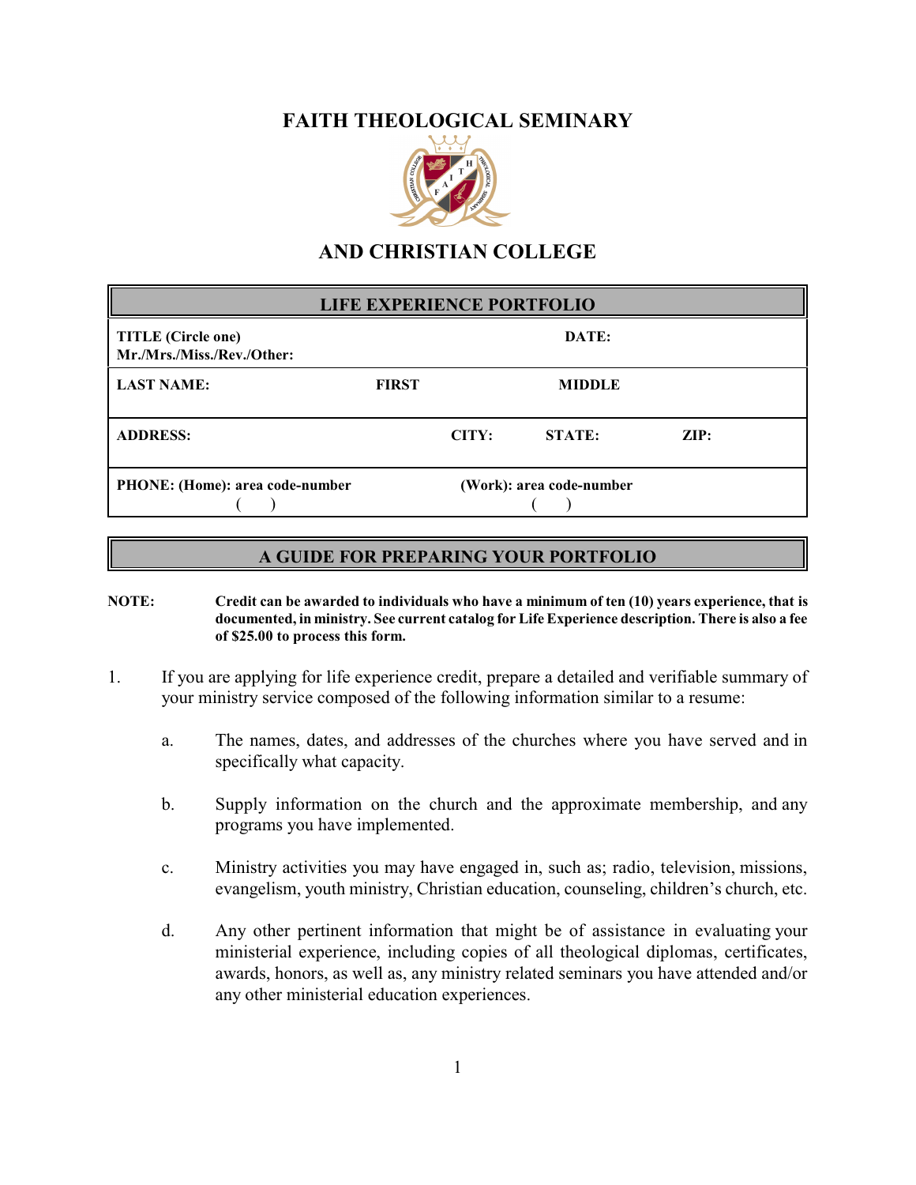# FAITH THEOLOGICAL SEMINARY

# AND CHRISTIAN COLLEGE

| LIFE EXPERIENCE PORTFOLIO | | | |
|---|---|---|---|
| **TITLE (Circle one)** **Mr./Mrs./Miss./Rev./Other:** | | **DATE:** | |
| **LAST NAME:** | **FIRST** | **MIDDLE** | |
| **ADDRESS:** | **CITY:** | **STATE:** | **ZIP:** |
| **PHONE: (Home): area code-number** ( ) | | **(Work): area code-number** ( ) | |

## A GUIDE FOR PREPARING YOUR PORTFOLIO

**NOTE:** **Credit can be awarded to individuals who have a minimum of ten (10) years experience, that is documented, in ministry. See current catalog for Life Experience description. There is also a fee of $25.00 to process this form.**

1. If you are applying for life experience credit, prepare a detailed and verifiable summary of your ministry service composed of the following information similar to a resume:

   a. The names, dates, and addresses of the churches where you have served and in specifically what capacity.

   b. Supply information on the church and the approximate membership, and any programs you have implemented.

   c. Ministry activities you may have engaged in, such as; radio, television, missions, evangelism, youth ministry, Christian education, counseling, children's church, etc.

   d. Any other pertinent information that might be of assistance in evaluating your ministerial experience, including copies of all theological diplomas, certificates, awards, honors, as well as, any ministry related seminars you have attended and/or any other ministerial education experiences.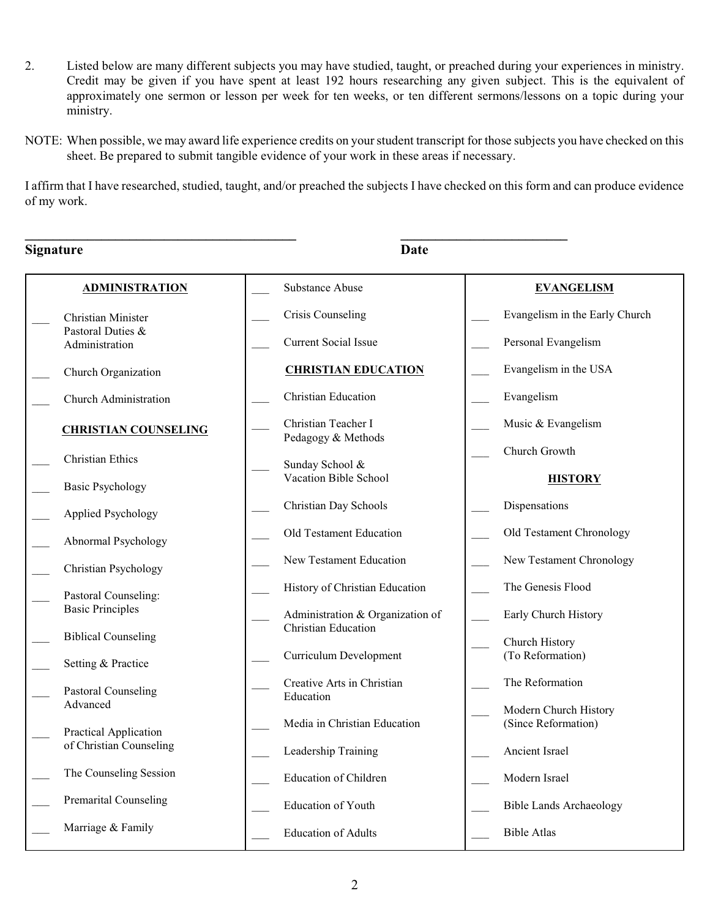2. Listed below are many different subjects you may have studied, taught, or preached during your experiences in ministry. Credit may be given if you have spent at least 192 hours researching any given subject. This is the equivalent of approximately one sermon or lesson per week for ten weeks, or ten different sermons/lessons on a topic during your ministry.

NOTE: When possible, we may award life experience credits on your student transcript for those subjects you have checked on this sheet. Be prepared to submit tangible evidence of your work in these areas if necessary.

I affirm that I have researched, studied, taught, and/or preached the subjects I have checked on this form and can produce evidence of my work.

\_\_\_\_\_\_\_\_\_\_\_\_\_\_\_\_\_\_\_\_\_\_\_\_\_\_\_\_\_\_\_\_\_\_\_\_\_\_\_\_ \_\_\_\_\_\_\_\_\_\_\_\_\_\_\_\_\_\_\_\_\_\_\_\_\_\_

**Signature** **Date**

**ADMINISTRATION**

- ___ Christian Minister Pastoral Duties & Administration
- ___ Church Organization
- ___ Church Administration

**CHRISTIAN COUNSELING**

- ___ Christian Ethics
- ___ Basic Psychology
- ___ Applied Psychology
- ___ Abnormal Psychology
- ___ Christian Psychology
- ___ Pastoral Counseling: Basic Principles
- ___ Biblical Counseling
- ___ Setting & Practice
- ___ Pastoral Counseling Advanced
- ___ Practical Application of Christian Counseling
- ___ The Counseling Session
- ___ Premarital Counseling
- ___ Marriage & Family
- ___ Substance Abuse
- ___ Crisis Counseling
- ___ Current Social Issue

**CHRISTIAN EDUCATION**

- ___ Christian Education
- ___ Christian Teacher I Pedagogy & Methods
- ___ Sunday School & Vacation Bible School
- ___ Christian Day Schools
- ___ Old Testament Education
- ___ New Testament Education
- ___ History of Christian Education
- ___ Administration & Organization of Christian Education
- ___ Curriculum Development
- ___ Creative Arts in Christian Education
- ___ Media in Christian Education
- ___ Leadership Training
- ___ Education of Children
- ___ Education of Youth
- ___ Education of Adults

**EVANGELISM**

- ___ Evangelism in the Early Church
- ___ Personal Evangelism
- ___ Evangelism in the USA
- ___ Evangelism
- ___ Music & Evangelism
- ___ Church Growth

**HISTORY**

- ___ Dispensations
- ___ Old Testament Chronology
- ___ New Testament Chronology
- ___ The Genesis Flood
- ___ Early Church History
- ___ Church History (To Reformation)
- ___ The Reformation
- ___ Modern Church History (Since Reformation)
- ___ Ancient Israel
- ___ Modern Israel
- ___ Bible Lands Archaeology
- ___ Bible Atlas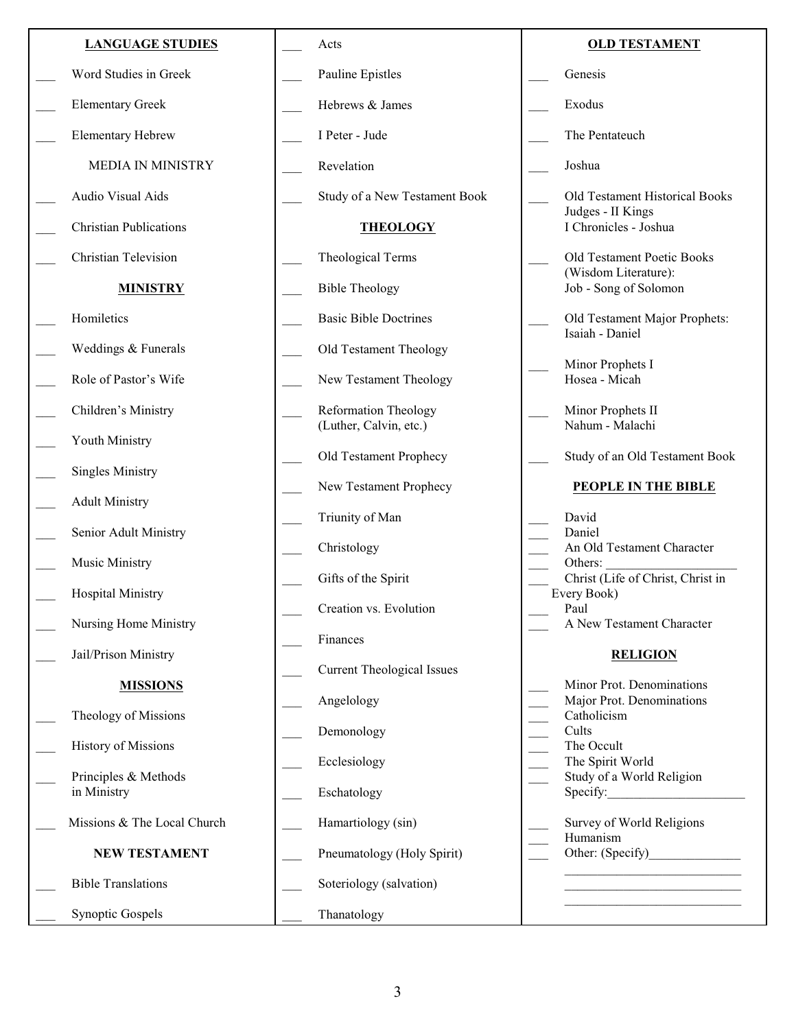**LANGUAGE STUDIES**

___ Word Studies in Greek

___ Elementary Greek

___ Elementary Hebrew

MEDIA IN MINISTRY

___ Audio Visual Aids

___ Christian Publications

___ Christian Television

**MINISTRY**

___ Homiletics

___ Weddings & Funerals

___ Role of Pastor's Wife

___ Children's Ministry

___ Youth Ministry

___ Singles Ministry

___ Adult Ministry

___ Senior Adult Ministry

___ Music Ministry

___ Hospital Ministry

___ Nursing Home Ministry

___ Jail/Prison Ministry

**MISSIONS**

___ Theology of Missions

___ History of Missions

___ Principles & Methods in Ministry

___ Missions & The Local Church

**NEW TESTAMENT**

___ Bible Translations

___ Synoptic Gospels

___ Acts

___ Pauline Epistles

___ Hebrews & James

___ I Peter - Jude

___ Revelation

___ Study of a New Testament Book

**THEOLOGY**

___ Theological Terms

___ Bible Theology

___ Basic Bible Doctrines

___ Old Testament Theology

___ New Testament Theology

___ Reformation Theology (Luther, Calvin, etc.)

___ Old Testament Prophecy

___ New Testament Prophecy

___ Triunity of Man

___ Christology

___ Gifts of the Spirit

___ Creation vs. Evolution

___ Finances

___ Current Theological Issues

___ Angelology

___ Demonology

___ Ecclesiology

___ Eschatology

___ Hamartiology (sin)

___ Pneumatology (Holy Spirit)

___ Soteriology (salvation)

___ Thanatology

**OLD TESTAMENT**

___ Genesis

___ Exodus

___ The Pentateuch

___ Joshua

___ Old Testament Historical Books
Judges - II Kings
I Chronicles - Joshua

___ Old Testament Poetic Books (Wisdom Literature):
Job - Song of Solomon

___ Old Testament Major Prophets:
Isaiah - Daniel

___ Minor Prophets I
Hosea - Micah

___ Minor Prophets II
Nahum - Malachi

___ Study of an Old Testament Book

**PEOPLE IN THE BIBLE**

___ David
___ Daniel
___ An Old Testament Character
___ Others: ____________________
___ Christ (Life of Christ, Christ in Every Book)
___ Paul
___ A New Testament Character

**RELIGION**

___ Minor Prot. Denominations
___ Major Prot. Denominations
___ Catholicism
___ Cults
___ The Occult
___ The Spirit World
___ Study of a World Religion
Specify:_____________________

___ Survey of World Religions
___ Humanism
___ Other: (Specify)______________
___________________________
___________________________
___________________________